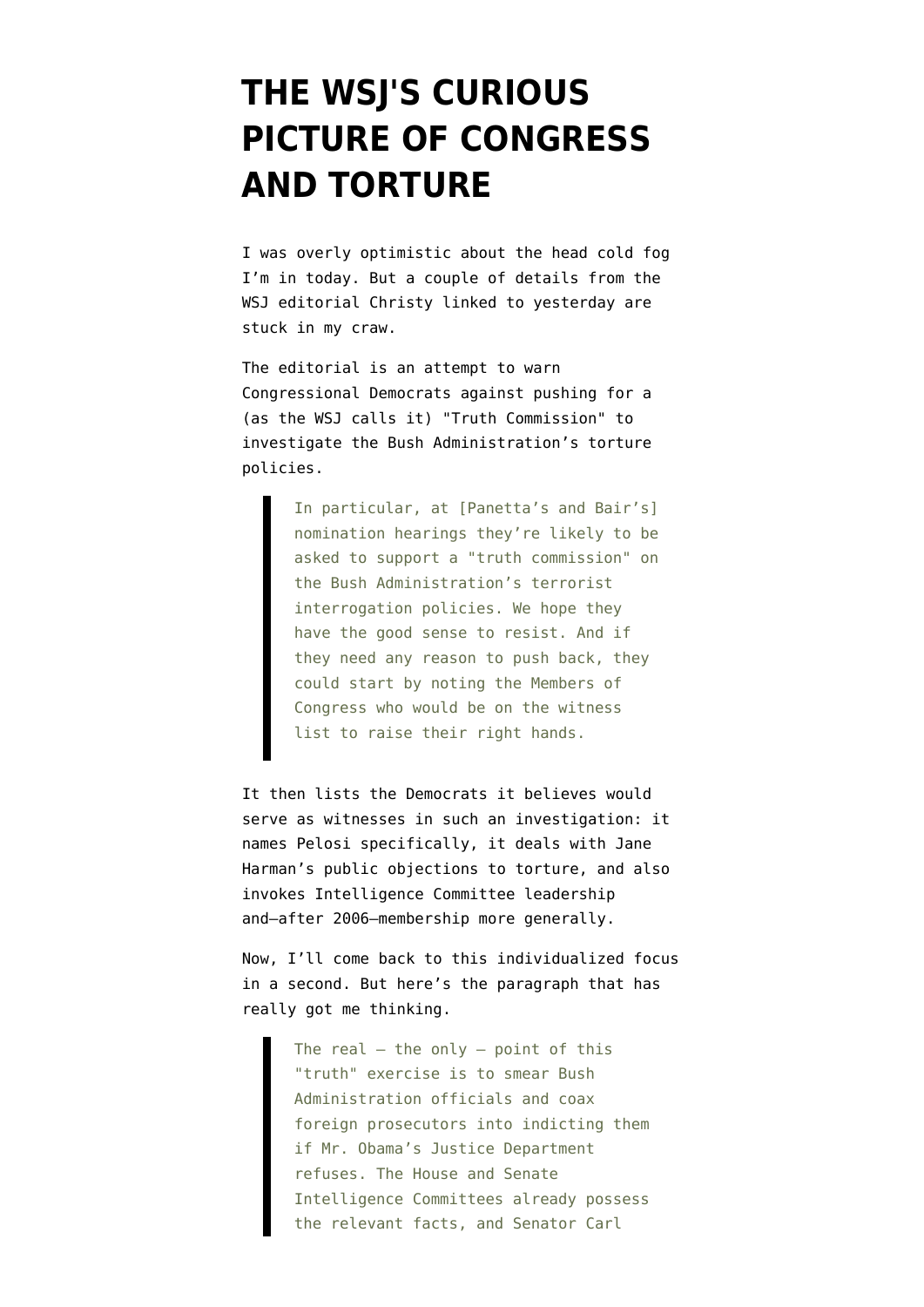# THE WSJ'S CURIOUS PICTURE OF CONGRESS AND TORTURE

I was overly optimistic about the head cold fog I'm in today. But a couple of details from the WSJ editorial Christy linked to yesterday are stuck in my craw.

The editorial is an attempt to warn Congressional Democrats against pushing for a (as the WSJ calls it) "Truth Commission" to investigate the Bush Administration's torture policies.

> In particular, at [Panetta's and Bair's] nomination hearings they're likely to be asked to support a "truth commission" on the Bush Administration's terrorist interrogation policies. We hope they have the good sense to resist. And if they need any reason to push back, they could start by noting the Members of Congress who would be on the witness list to raise their right hands.

It then lists the Democrats it believes would serve as witnesses in such an investigation: it names Pelosi specifically, it deals with Jane Harman's public objections to torture, and also invokes Intelligence Committee leadership and–after 2006–membership more generally.

Now, I'll come back to this individualized focus in a second. But here's the paragraph that has really got me thinking.

> The real — the only — point of this "truth" exercise is to smear Bush Administration officials and coax foreign prosecutors into indicting them if Mr. Obama's Justice Department refuses. The House and Senate Intelligence Committees already possess the relevant facts, and Senator Carl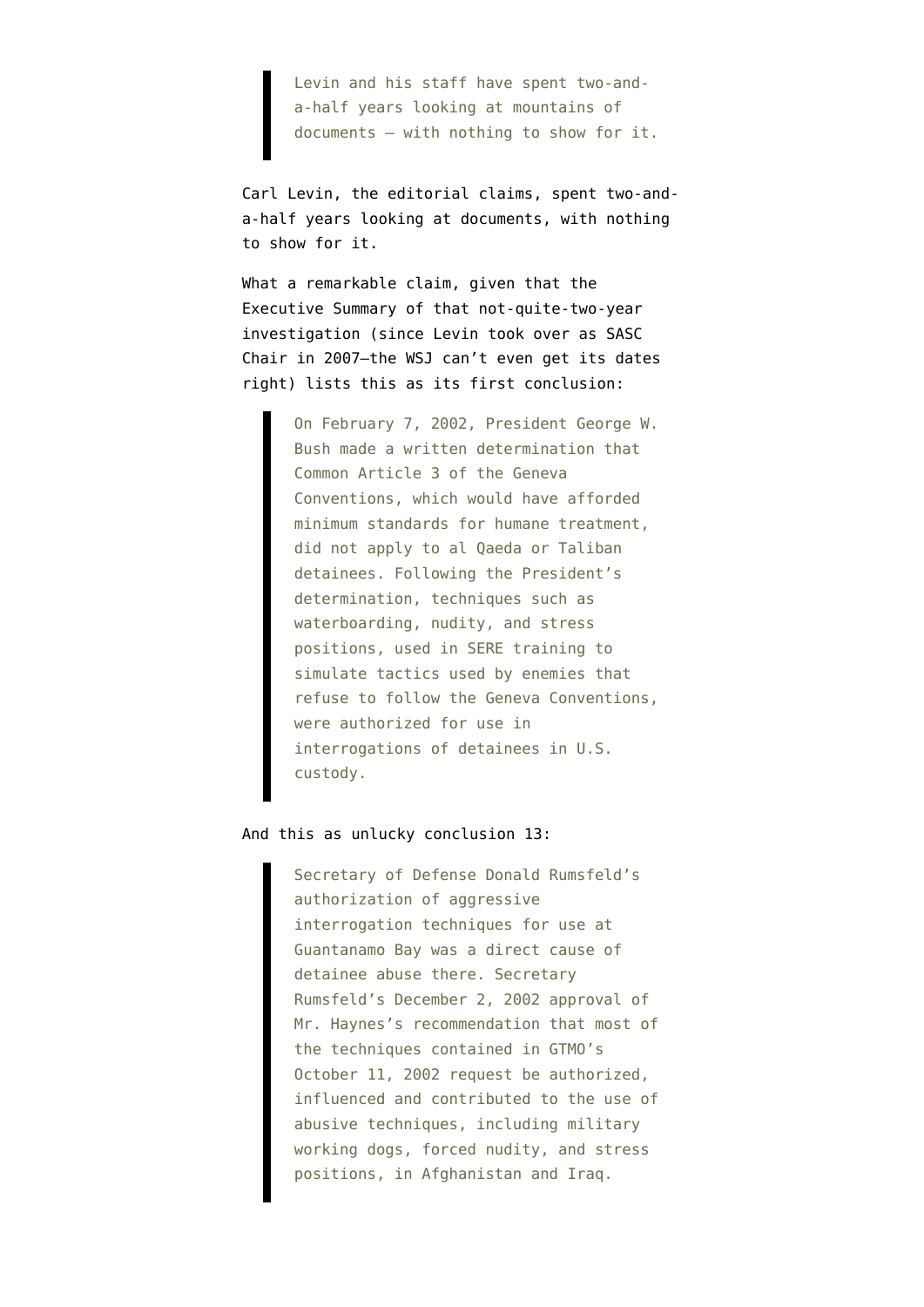> Levin and his staff have spent two-and-a-half years looking at mountains of documents — with nothing to show for it.

Carl Levin, the editorial claims, spent two-and-a-half years looking at documents, with nothing to show for it.

What a remarkable claim, given that the Executive Summary of that not-quite-two-year investigation (since Levin took over as SASC Chair in 2007—the WSJ can't even get its dates right) lists this as its first conclusion:

> On February 7, 2002, President George W. Bush made a written determination that Common Article 3 of the Geneva Conventions, which would have afforded minimum standards for humane treatment, did not apply to al Qaeda or Taliban detainees. Following the President's determination, techniques such as waterboarding, nudity, and stress positions, used in SERE training to simulate tactics used by enemies that refuse to follow the Geneva Conventions, were authorized for use in interrogations of detainees in U.S. custody.

And this as unlucky conclusion 13:

> Secretary of Defense Donald Rumsfeld's authorization of aggressive interrogation techniques for use at Guantanamo Bay was a direct cause of detainee abuse there. Secretary Rumsfeld's December 2, 2002 approval of Mr. Haynes's recommendation that most of the techniques contained in GTMO's October 11, 2002 request be authorized, influenced and contributed to the use of abusive techniques, including military working dogs, forced nudity, and stress positions, in Afghanistan and Iraq.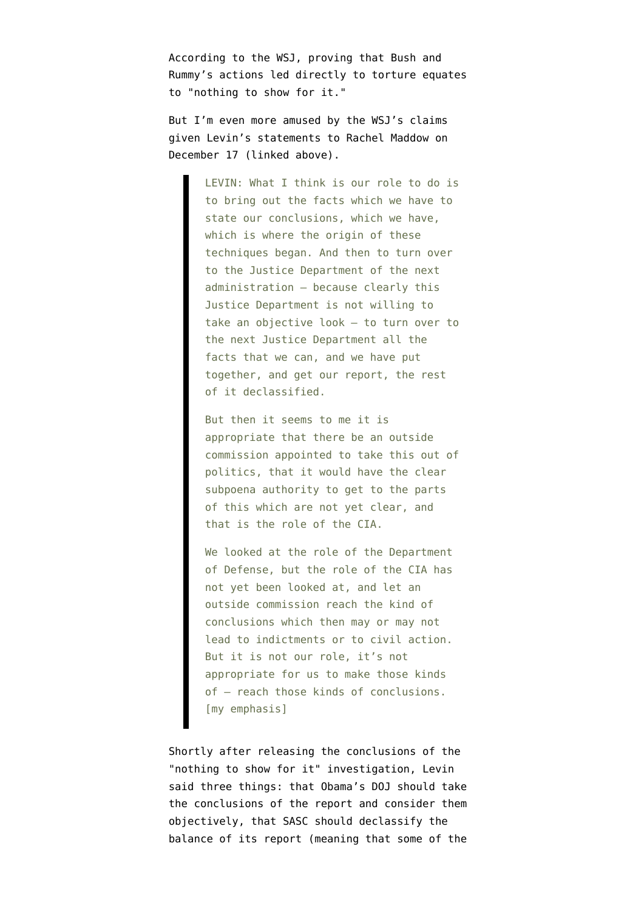According to the WSJ, proving that Bush and Rummy's actions led directly to torture equates to "nothing to show for it."

But I'm even more amused by the WSJ's claims given Levin's statements to Rachel Maddow on December 17 (linked above).

> LEVIN: What I think is our role to do is to bring out the facts which we have to state our conclusions, which we have, which is where the origin of these techniques began. And then to turn over to the Justice Department of the next administration — because clearly this Justice Department is not willing to take an objective look — to turn over to the next Justice Department all the facts that we can, and we have put together, and get our report, the rest of it declassified.
>
> But then it seems to me it is appropriate that there be an outside commission appointed to take this out of politics, that it would have the clear subpoena authority to get to the parts of this which are not yet clear, and that is the role of the CIA.
>
> We looked at the role of the Department of Defense, but the role of the CIA has not yet been looked at, and let an outside commission reach the kind of conclusions which then may or may not lead to indictments or to civil action. But it is not our role, it's not appropriate for us to make those kinds of — reach those kinds of conclusions. [my emphasis]

Shortly after releasing the conclusions of the "nothing to show for it" investigation, Levin said three things: that Obama's DOJ should take the conclusions of the report and consider them objectively, that SASC should declassify the balance of its report (meaning that some of the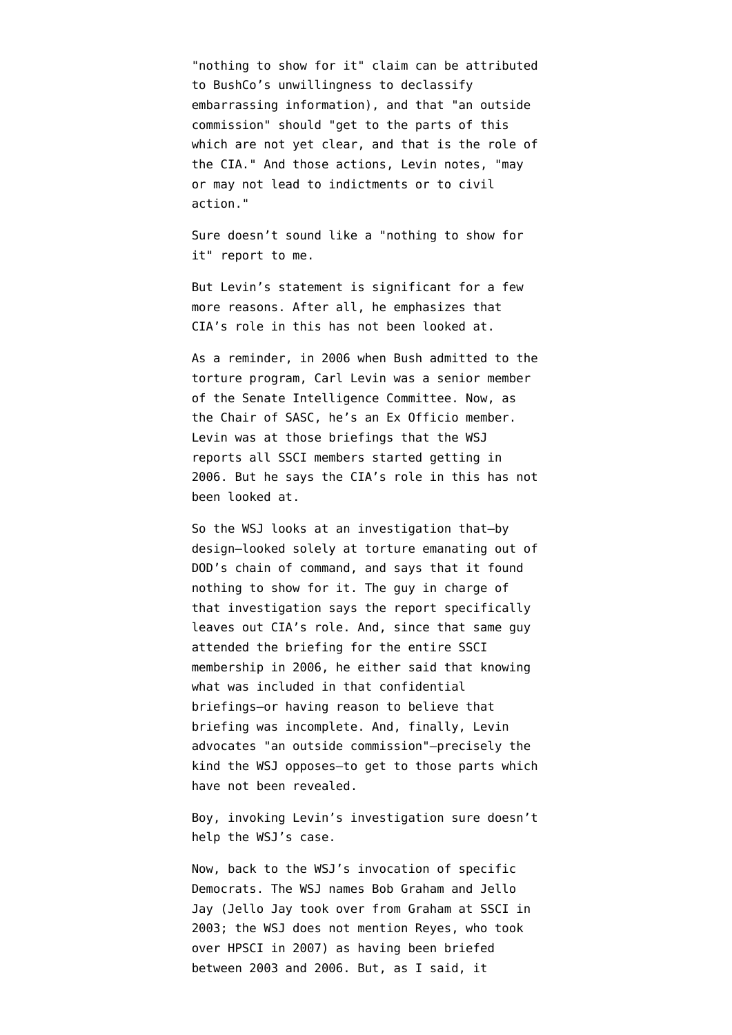"nothing to show for it" claim can be attributed to BushCo's unwillingness to declassify embarrassing information), and that "an outside commission" should "get to the parts of this which are not yet clear, and that is the role of the CIA." And those actions, Levin notes, "may or may not lead to indictments or to civil action."

Sure doesn't sound like a "nothing to show for it" report to me.

But Levin's statement is significant for a few more reasons. After all, he emphasizes that CIA's role in this has not been looked at.

As a reminder, in 2006 when Bush admitted to the torture program, Carl Levin was a senior member of the Senate Intelligence Committee. Now, as the Chair of SASC, he's an Ex Officio member. Levin was at those briefings that the WSJ reports all SSCI members started getting in 2006. But he says the CIA's role in this has not been looked at.

So the WSJ looks at an investigation that—by design—looked solely at torture emanating out of DOD's chain of command, and says that it found nothing to show for it. The guy in charge of that investigation says the report specifically leaves out CIA's role. And, since that same guy attended the briefing for the entire SSCI membership in 2006, he either said that knowing what was included in that confidential briefings—or having reason to believe that briefing was incomplete. And, finally, Levin advocates "an outside commission"—precisely the kind the WSJ opposes—to get to those parts which have not been revealed.

Boy, invoking Levin's investigation sure doesn't help the WSJ's case.

Now, back to the WSJ's invocation of specific Democrats. The WSJ names Bob Graham and Jello Jay (Jello Jay took over from Graham at SSCI in 2003; the WSJ does not mention Reyes, who took over HPSCI in 2007) as having been briefed between 2003 and 2006. But, as I said, it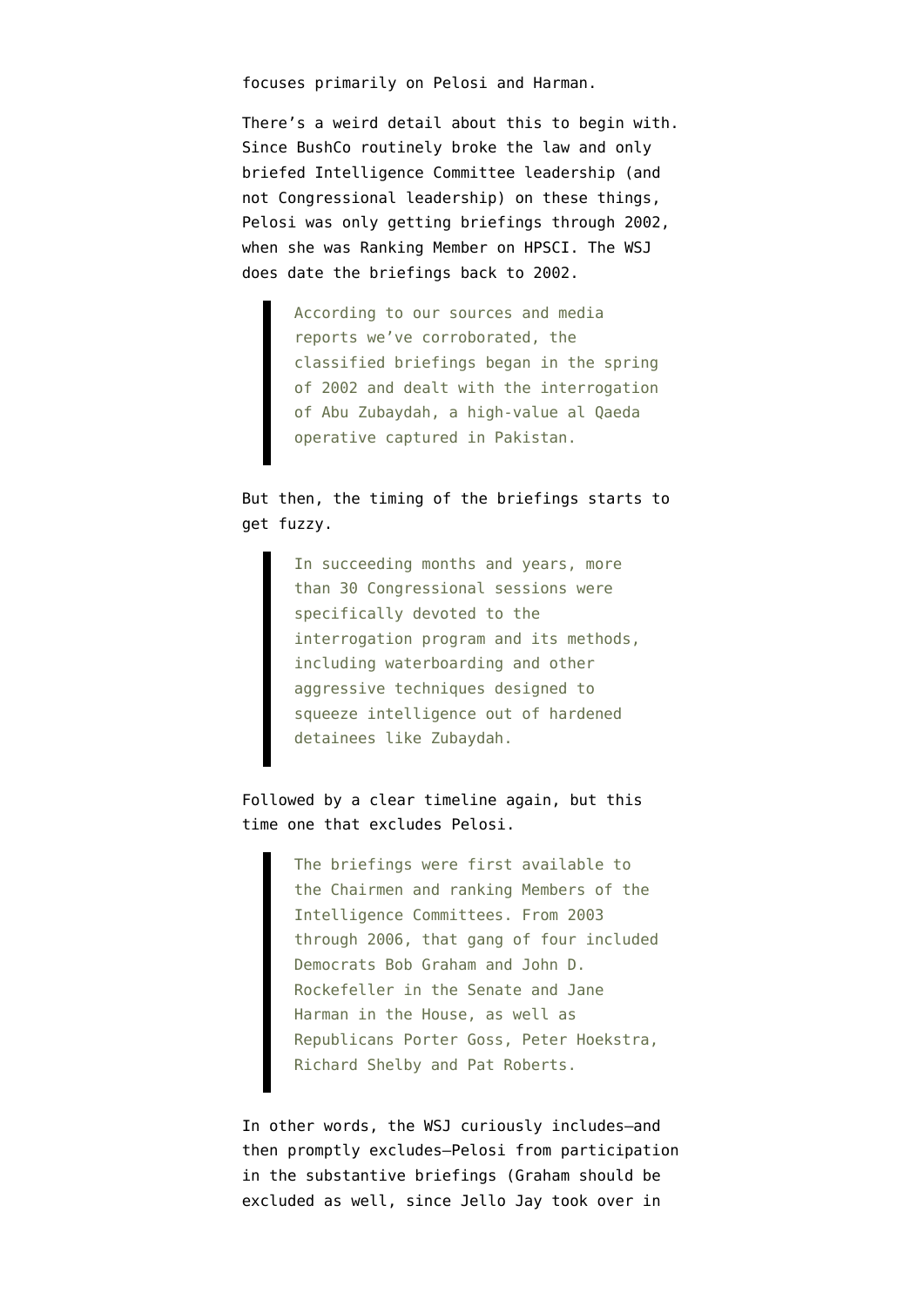focuses primarily on Pelosi and Harman.

There's a weird detail about this to begin with. Since BushCo routinely broke the law and only briefed Intelligence Committee leadership (and not Congressional leadership) on these things, Pelosi was only getting briefings through 2002, when she was Ranking Member on HPSCI. The WSJ does date the briefings back to 2002.

> According to our sources and media reports we've corroborated, the classified briefings began in the spring of 2002 and dealt with the interrogation of Abu Zubaydah, a high-value al Qaeda operative captured in Pakistan.

But then, the timing of the briefings starts to get fuzzy.

> In succeeding months and years, more than 30 Congressional sessions were specifically devoted to the interrogation program and its methods, including waterboarding and other aggressive techniques designed to squeeze intelligence out of hardened detainees like Zubaydah.

Followed by a clear timeline again, but this time one that excludes Pelosi.

> The briefings were first available to the Chairmen and ranking Members of the Intelligence Committees. From 2003 through 2006, that gang of four included Democrats Bob Graham and John D. Rockefeller in the Senate and Jane Harman in the House, as well as Republicans Porter Goss, Peter Hoekstra, Richard Shelby and Pat Roberts.

In other words, the WSJ curiously includes—and then promptly excludes—Pelosi from participation in the substantive briefings (Graham should be excluded as well, since Jello Jay took over in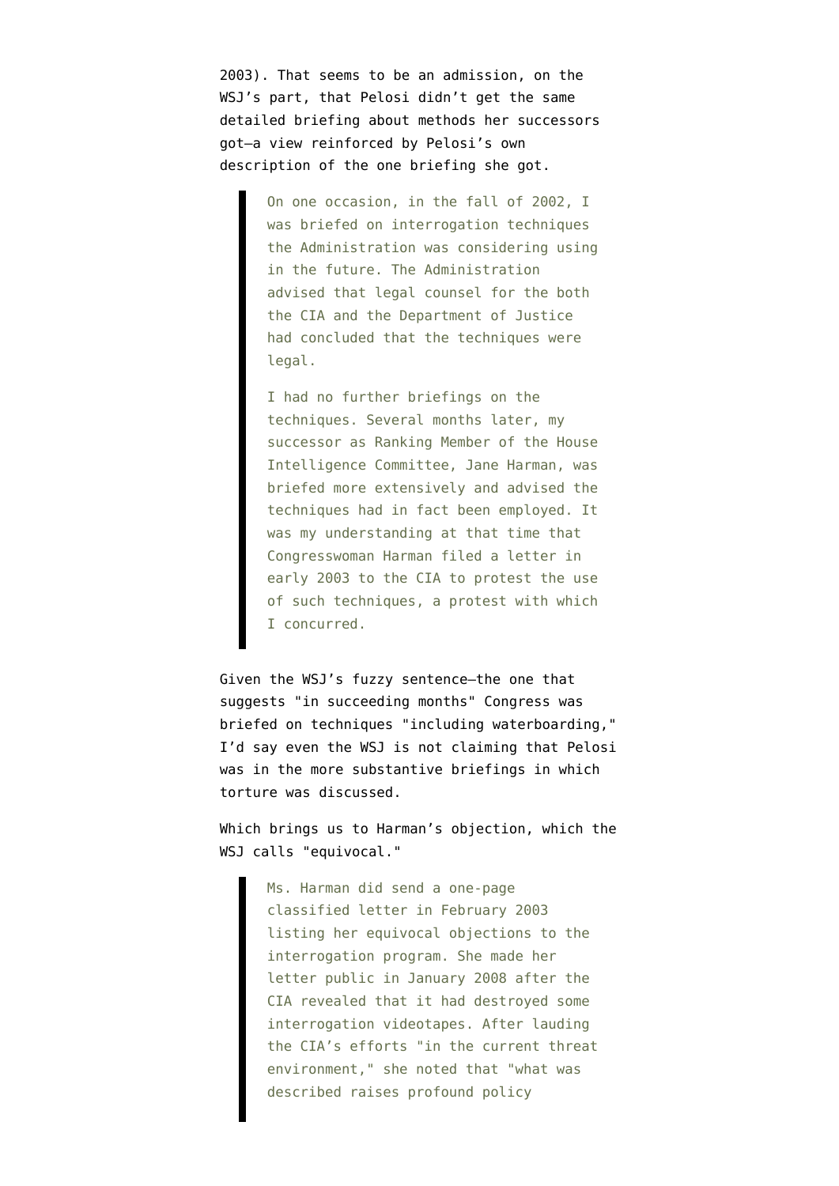2003). That seems to be an admission, on the WSJ's part, that Pelosi didn't get the same detailed briefing about methods her successors got—a view reinforced by Pelosi's own description of the one briefing she got.

> On one occasion, in the fall of 2002, I was briefed on interrogation techniques the Administration was considering using in the future. The Administration advised that legal counsel for the both the CIA and the Department of Justice had concluded that the techniques were legal.
>
> I had no further briefings on the techniques. Several months later, my successor as Ranking Member of the House Intelligence Committee, Jane Harman, was briefed more extensively and advised the techniques had in fact been employed. It was my understanding at that time that Congresswoman Harman filed a letter in early 2003 to the CIA to protest the use of such techniques, a protest with which I concurred.

Given the WSJ's fuzzy sentence—the one that suggests "in succeeding months" Congress was briefed on techniques "including waterboarding," I'd say even the WSJ is not claiming that Pelosi was in the more substantive briefings in which torture was discussed.

Which brings us to Harman's objection, which the WSJ calls "equivocal."

> Ms. Harman did send a one-page classified letter in February 2003 listing her equivocal objections to the interrogation program. She made her letter public in January 2008 after the CIA revealed that it had destroyed some interrogation videotapes. After lauding the CIA's efforts "in the current threat environment," she noted that "what was described raises profound policy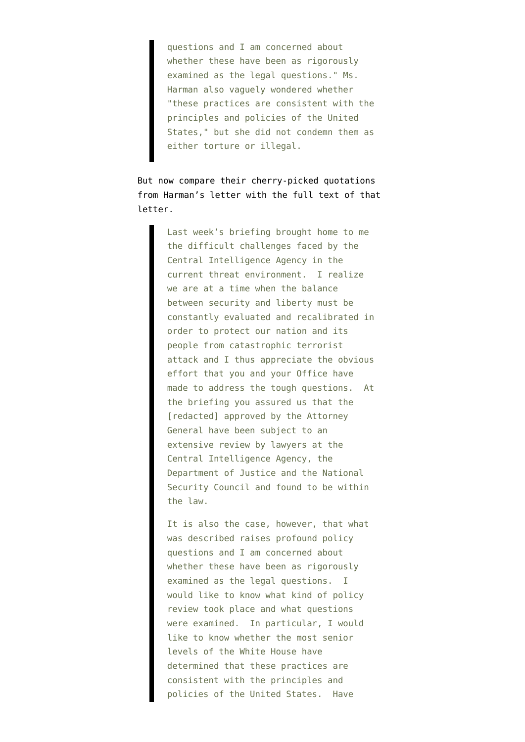> questions and I am concerned about whether these have been as rigorously examined as the legal questions." Ms. Harman also vaguely wondered whether "these practices are consistent with the principles and policies of the United States," but she did not condemn them as either torture or illegal.

But now compare their cherry-picked quotations from Harman's letter with the full text of that letter.

> Last week's briefing brought home to me the difficult challenges faced by the Central Intelligence Agency in the current threat environment. I realize we are at a time when the balance between security and liberty must be constantly evaluated and recalibrated in order to protect our nation and its people from catastrophic terrorist attack and I thus appreciate the obvious effort that you and your Office have made to address the tough questions. At the briefing you assured us that the [redacted] approved by the Attorney General have been subject to an extensive review by lawyers at the Central Intelligence Agency, the Department of Justice and the National Security Council and found to be within the law.
>
> It is also the case, however, that what was described raises profound policy questions and I am concerned about whether these have been as rigorously examined as the legal questions. I would like to know what kind of policy review took place and what questions were examined. In particular, I would like to know whether the most senior levels of the White House have determined that these practices are consistent with the principles and policies of the United States. Have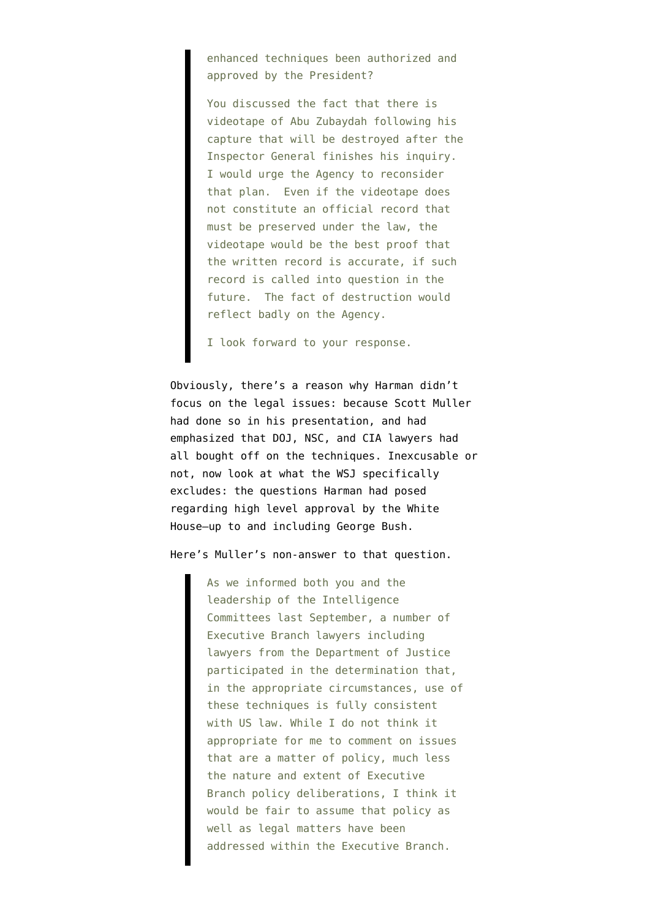> enhanced techniques been authorized and approved by the President?
>
> You discussed the fact that there is videotape of Abu Zubaydah following his capture that will be destroyed after the Inspector General finishes his inquiry. I would urge the Agency to reconsider that plan. Even if the videotape does not constitute an official record that must be preserved under the law, the videotape would be the best proof that the written record is accurate, if such record is called into question in the future. The fact of destruction would reflect badly on the Agency.
>
> I look forward to your response.

Obviously, there's a reason why Harman didn't focus on the legal issues: because Scott Muller had done so in his presentation, and had emphasized that DOJ, NSC, and CIA lawyers had all bought off on the techniques. Inexcusable or not, now look at what the WSJ specifically excludes: the questions Harman had posed regarding high level approval by the White House–up to and including George Bush.

Here's Muller's non-answer to that question.

> As we informed both you and the leadership of the Intelligence Committees last September, a number of Executive Branch lawyers including lawyers from the Department of Justice participated in the determination that, in the appropriate circumstances, use of these techniques is fully consistent with US law. While I do not think it appropriate for me to comment on issues that are a matter of policy, much less the nature and extent of Executive Branch policy deliberations, I think it would be fair to assume that policy as well as legal matters have been addressed within the Executive Branch.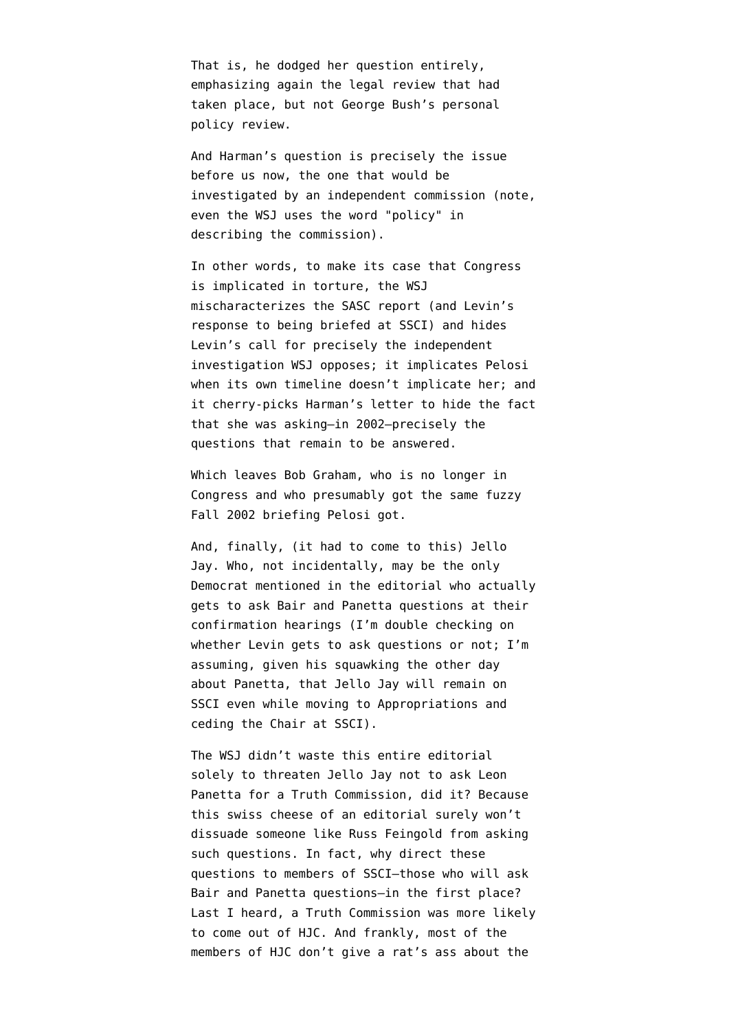That is, he dodged her question entirely, emphasizing again the legal review that had taken place, but not George Bush's personal policy review.

And Harman's question is precisely the issue before us now, the one that would be investigated by an independent commission (note, even the WSJ uses the word "policy" in describing the commission).

In other words, to make its case that Congress is implicated in torture, the WSJ mischaracterizes the SASC report (and Levin's response to being briefed at SSCI) and hides Levin's call for precisely the independent investigation WSJ opposes; it implicates Pelosi when its own timeline doesn't implicate her; and it cherry-picks Harman's letter to hide the fact that she was asking—in 2002—precisely the questions that remain to be answered.

Which leaves Bob Graham, who is no longer in Congress and who presumably got the same fuzzy Fall 2002 briefing Pelosi got.

And, finally, (it had to come to this) Jello Jay. Who, not incidentally, may be the only Democrat mentioned in the editorial who actually gets to ask Bair and Panetta questions at their confirmation hearings (I'm double checking on whether Levin gets to ask questions or not; I'm assuming, given his squawking the other day about Panetta, that Jello Jay will remain on SSCI even while moving to Appropriations and ceding the Chair at SSCI).

The WSJ didn't waste this entire editorial solely to threaten Jello Jay not to ask Leon Panetta for a Truth Commission, did it? Because this swiss cheese of an editorial surely won't dissuade someone like Russ Feingold from asking such questions. In fact, why direct these questions to members of SSCI—those who will ask Bair and Panetta questions—in the first place? Last I heard, a Truth Commission was more likely to come out of HJC. And frankly, most of the members of HJC don't give a rat's ass about the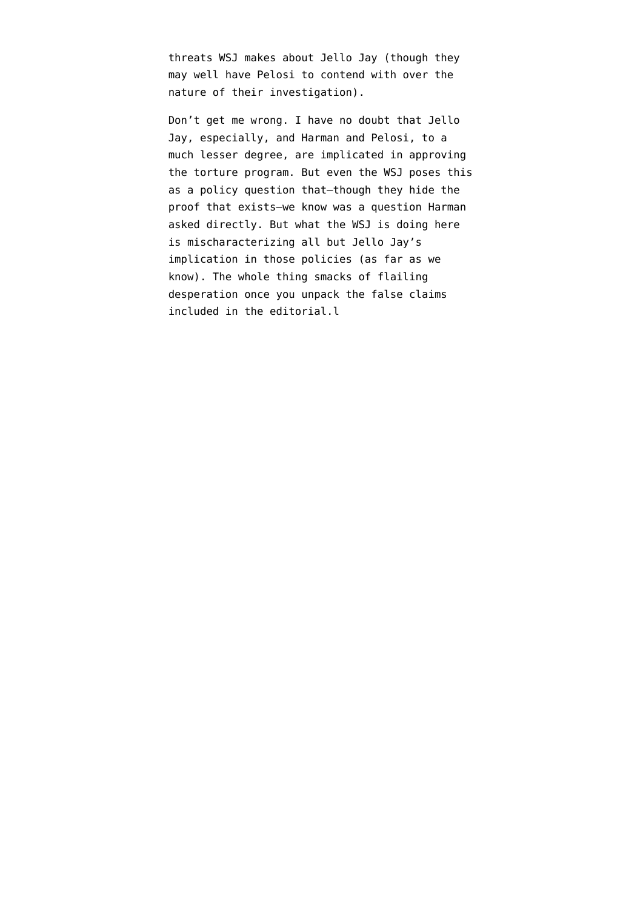threats WSJ makes about Jello Jay (though they may well have Pelosi to contend with over the nature of their investigation).

Don't get me wrong. I have no doubt that Jello Jay, especially, and Harman and Pelosi, to a much lesser degree, are implicated in approving the torture program. But even the WSJ poses this as a policy question that—though they hide the proof that exists—we know was a question Harman asked directly. But what the WSJ is doing here is mischaracterizing all but Jello Jay's implication in those policies (as far as we know). The whole thing smacks of flailing desperation once you unpack the false claims included in the editorial.l